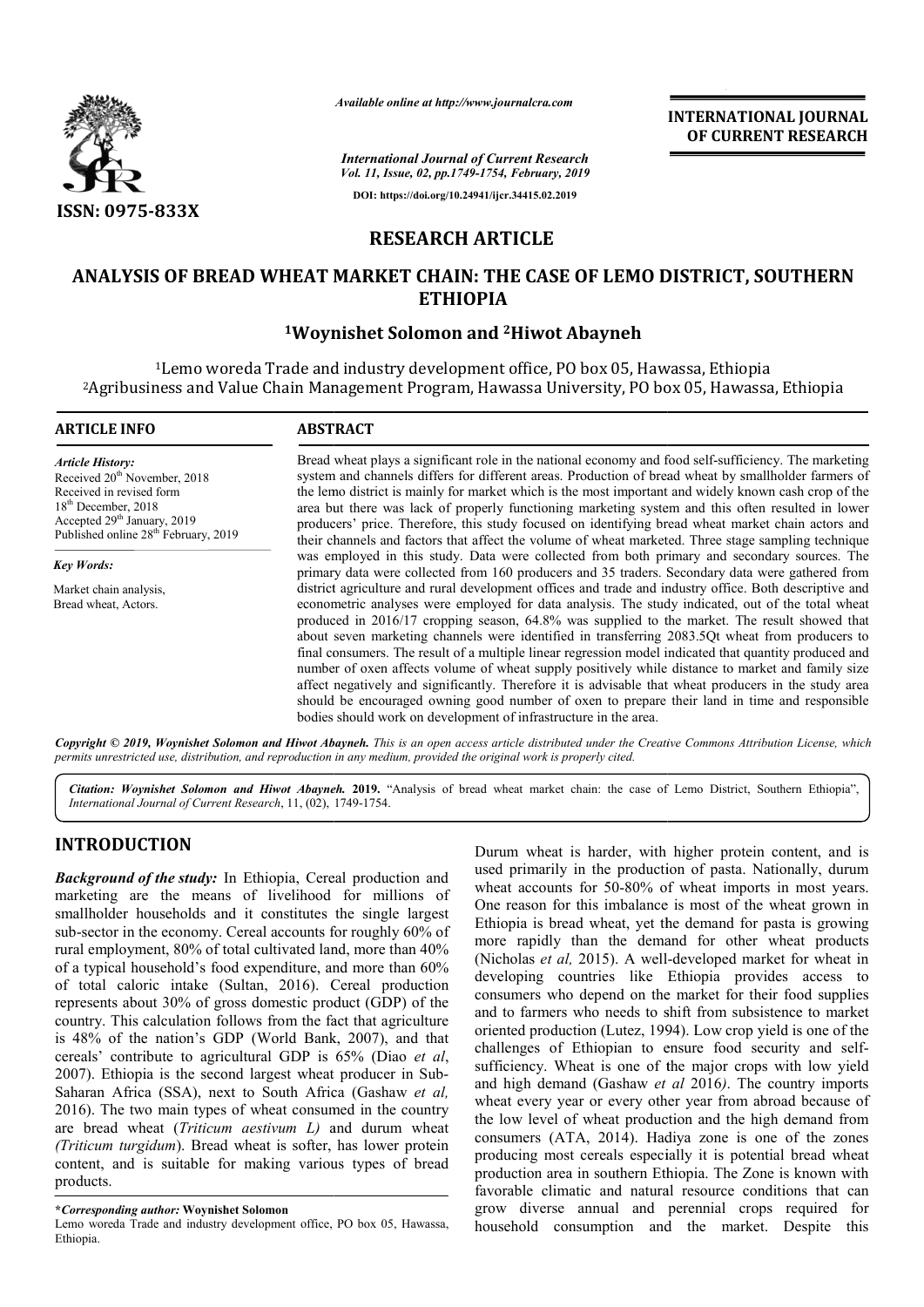*Available online at http://www.journalcra.com*

*International Journal of Current Research*

**DOI: https://doi.org/10.24941/ijcr.34415.02.2019**

**INTERNATIONAL JOURNAL OF CURRENT RESEARCH**

**ISSN: 0975-833X**

## RESEARCH ARTICLE

# ANALYSIS OF BREAD WHEAT MARKET CHAIN: THE CASE OF LEMO DISTRICT, SOUTHERN ETHIOPIA

### [1]Woynishet Solomon and [2]Hiwot Abayneh

[1]Lemo woreda Trade and industry development office, PO box 05, Hawassa, Ethiopia
[2]Agribusiness and Value Chain Management Program, Hawassa University, PO box 05, Hawassa, Ethiopia

**ARTICLE INFO**

*Article History:*
Received 20th November, 2018
Received in revised form 18th December, 2018
Accepted 29th January, 2019
Published online 28th February, 2019

*Key Words:*
Market chain analysis, Bread wheat, Actors.

**ABSTRACT**

Bread wheat plays a significant role in the national economy and food self-sufficiency. The marketing system and channels differs for different areas. Production of bread wheat by smallholder farmers of the lemo district is mainly for market which is the most important and widely known cash crop of the area but there was lack of properly functioning marketing system and this often resulted in lower producers' price. Therefore, this study focused on identifying bread wheat market chain actors and their channels and factors that affect the volume of wheat marketed. Three stage sampling technique was employed in this study. Data were collected from both primary and secondary sources. The primary data were collected from 160 producers and 35 traders. Secondary data were gathered from district agriculture and rural development offices and trade and industry office. Both descriptive and econometric analyses were employed for data analysis. The study indicated, out of the total wheat produced in 2016/17 cropping season, 64.8% was supplied to the market. The result showed that about seven marketing channels were identified in transferring 2083.5Qt wheat from producers to final consumers. The result of a multiple linear regression model indicated that quantity produced and number of oxen affects volume of wheat supply positively while distance to market and family size affect negatively and significantly. Therefore it is advisable that wheat producers in the study area should be encouraged owning good number of oxen to prepare their land in time and responsible bodies should work on development of infrastructure in the area.

***Copyright © 2019, Woynishet Solomon and Hiwot Abayneh.** This is an open access article distributed under the Creative Commons Attribution License, which permits unrestricted use, distribution, and reproduction in any medium, provided the original work is properly cited.*

***Citation: Woynishet Solomon and Hiwot Abayneh. 2019.** "Analysis of bread wheat market chain: the case of Lemo District, Southern Ethiopia", International Journal of Current Research, 11, (02), 1749-1754.*

## INTRODUCTION

***Background of the study:*** In Ethiopia, Cereal production and marketing are the means of livelihood for millions of smallholder households and it constitutes the single largest sub-sector in the economy. Cereal accounts for roughly 60% of rural employment, 80% of total cultivated land, more than 40% of a typical household's food expenditure, and more than 60% of total caloric intake (Sultan, 2016). Cereal production represents about 30% of gross domestic product (GDP) of the country. This calculation follows from the fact that agriculture is 48% of the nation's GDP (World Bank, 2007), and that cereals' contribute to agricultural GDP is 65% (Diao *et al*, 2007). Ethiopia is the second largest wheat producer in Sub-Saharan Africa (SSA), next to South Africa (Gashaw *et al,* 2016). The two main types of wheat consumed in the country are bread wheat (*Triticum aestivum L)* and durum wheat *(Triticum turgidum*). Bread wheat is softer, has lower protein content, and is suitable for making various types of bread products.

Durum wheat is harder, with higher protein content, and is used primarily in the production of pasta. Nationally, durum wheat accounts for 50-80% of wheat imports in most years. One reason for this imbalance is most of the wheat grown in Ethiopia is bread wheat, yet the demand for pasta is growing more rapidly than the demand for other wheat products (Nicholas *et al,* 2015). A well-developed market for wheat in developing countries like Ethiopia provides access to consumers who depend on the market for their food supplies and to farmers who needs to shift from subsistence to market oriented production (Lutez, 1994). Low crop yield is one of the challenges of Ethiopian to ensure food security and self-sufficiency. Wheat is one of the major crops with low yield and high demand (Gashaw *et al* 2016*)*. The country imports wheat every year or every other year from abroad because of the low level of wheat production and the high demand from consumers (ATA, 2014). Hadiya zone is one of the zones producing most cereals especially it is potential bread wheat production area in southern Ethiopia. The Zone is known with favorable climatic and natural resource conditions that can grow diverse annual and perennial crops required for household consumption and the market. Despite this

***\*Corresponding author:* Woynishet Solomon**
Lemo woreda Trade and industry development office, PO box 05, Hawassa, Ethiopia.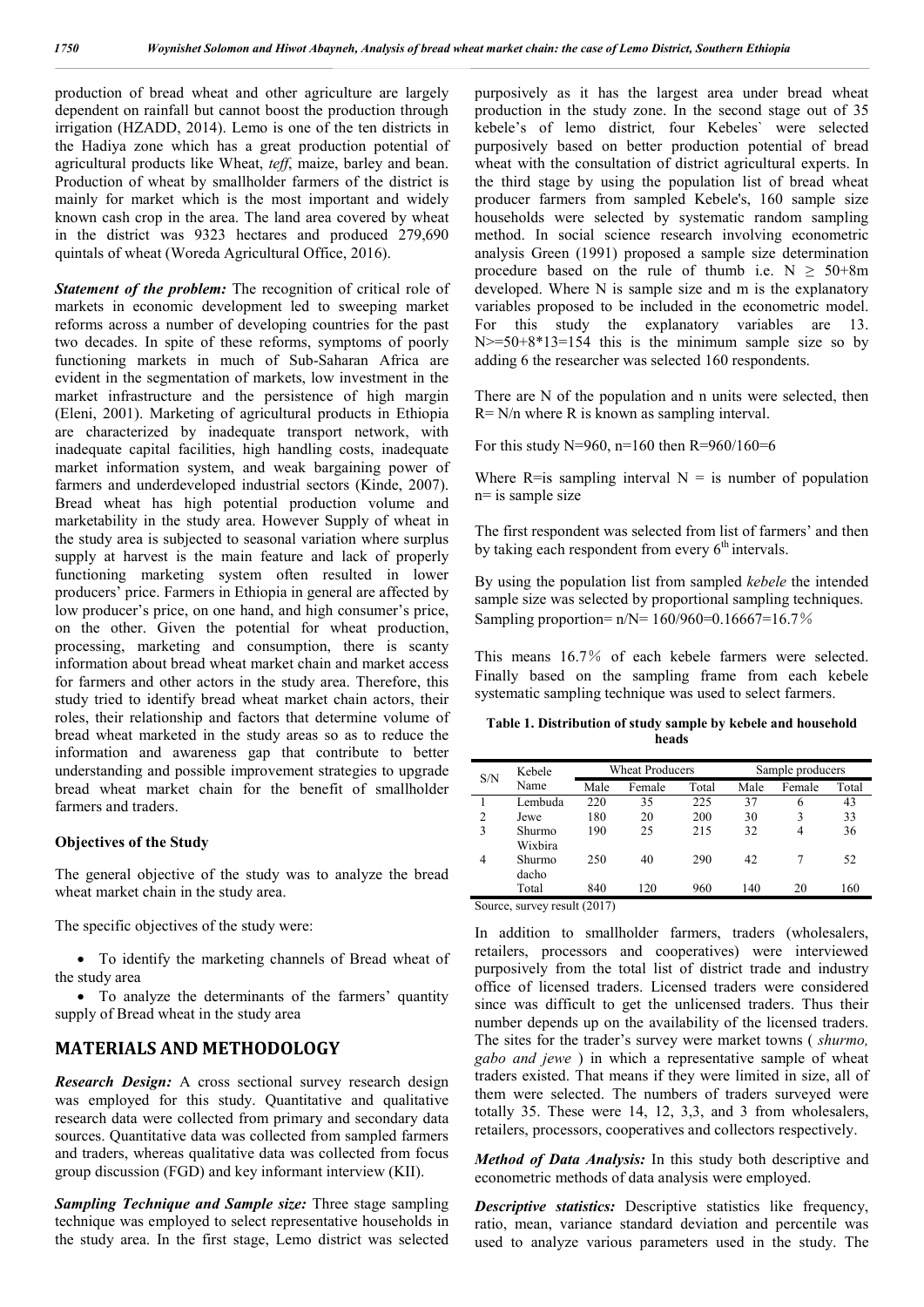production of bread wheat and other agriculture are largely dependent on rainfall but cannot boost the production through irrigation (HZADD, 2014). Lemo is one of the ten districts in the Hadiya zone which has a great production potential of agricultural products like Wheat, *teff*, maize, barley and bean. Production of wheat by smallholder farmers of the district is mainly for market which is the most important and widely known cash crop in the area. The land area covered by wheat in the district was 9323 hectares and produced 279,690 quintals of wheat (Woreda Agricultural Office, 2016).

***Statement of the problem:*** The recognition of critical role of markets in economic development led to sweeping market reforms across a number of developing countries for the past two decades. In spite of these reforms, symptoms of poorly functioning markets in much of Sub-Saharan Africa are evident in the segmentation of markets, low investment in the market infrastructure and the persistence of high margin (Eleni, 2001). Marketing of agricultural products in Ethiopia are characterized by inadequate transport network, with inadequate capital facilities, high handling costs, inadequate market information system, and weak bargaining power of farmers and underdeveloped industrial sectors (Kinde, 2007). Bread wheat has high potential production volume and marketability in the study area. However Supply of wheat in the study area is subjected to seasonal variation where surplus supply at harvest is the main feature and lack of properly functioning marketing system often resulted in lower producers' price. Farmers in Ethiopia in general are affected by low producer's price, on one hand, and high consumer's price, on the other. Given the potential for wheat production, processing, marketing and consumption, there is scanty information about bread wheat market chain and market access for farmers and other actors in the study area. Therefore, this study tried to identify bread wheat market chain actors, their roles, their relationship and factors that determine volume of bread wheat marketed in the study areas so as to reduce the information and awareness gap that contribute to better understanding and possible improvement strategies to upgrade bread wheat market chain for the benefit of smallholder farmers and traders.

**Objectives of the Study**

The general objective of the study was to analyze the bread wheat market chain in the study area.

The specific objectives of the study were:

- To identify the marketing channels of Bread wheat of the study area
- To analyze the determinants of the farmers' quantity supply of Bread wheat in the study area

## MATERIALS AND METHODOLOGY

***Research Design:*** A cross sectional survey research design was employed for this study. Quantitative and qualitative research data were collected from primary and secondary data sources. Quantitative data was collected from sampled farmers and traders, whereas qualitative data was collected from focus group discussion (FGD) and key informant interview (KII).

***Sampling Technique and Sample size:*** Three stage sampling technique was employed to select representative households in the study area. In the first stage, Lemo district was selected purposively as it has the largest area under bread wheat production in the study zone. In the second stage out of 35 kebele's of lemo district*,* four Kebeles` were selected purposively based on better production potential of bread wheat with the consultation of district agricultural experts. In the third stage by using the population list of bread wheat producer farmers from sampled Kebele's, 160 sample size households were selected by systematic random sampling method. In social science research involving econometric analysis Green (1991) proposed a sample size determination procedure based on the rule of thumb i.e. $N \geq 50+8m$ developed. Where N is sample size and m is the explanatory variables proposed to be included in the econometric model. For this study the explanatory variables are 13. $N>=50+8*13=154$ this is the minimum sample size so by adding 6 the researcher was selected 160 respondents.

There are N of the population and n units were selected, then $R= N/n$ where R is known as sampling interval.

For this study N=960, n=160 then R=960/160=6

Where R=is sampling interval N = is number of population n= is sample size

The first respondent was selected from list of farmers' and then by taking each respondent from every 6th intervals.

By using the population list from sampled *kebele* the intended sample size was selected by proportional sampling techniques. Sampling proportion= n/N= 160/960=0.16667=16.7％

This means 16.7％ of each kebele farmers were selected. Finally based on the sampling frame from each kebele systematic sampling technique was used to select farmers.

**Table 1. Distribution of study sample by kebele and household heads**

| S/N | Kebele Name | Wheat Producers | | | Sample producers | | |
|---|---|---|---|---|---|---|---|
| | | Male | Female | Total | Male | Female | Total |
| 1 | Lembuda | 220 | 35 | 225 | 37 | 6 | 43 |
| 2 | Jewe | 180 | 20 | 200 | 30 | 3 | 33 |
| 3 | Shurmo Wixbira | 190 | 25 | 215 | 32 | 4 | 36 |
| 4 | Shurmo dacho | 250 | 40 | 290 | 42 | 7 | 52 |
| | Total | 840 | 120 | 960 | 140 | 20 | 160 |

Source, survey result (2017)

In addition to smallholder farmers, traders (wholesalers, retailers, processors and cooperatives) were interviewed purposively from the total list of district trade and industry office of licensed traders. Licensed traders were considered since was difficult to get the unlicensed traders. Thus their number depends up on the availability of the licensed traders. The sites for the trader's survey were market towns ( *shurmo, gabo and jewe* ) in which a representative sample of wheat traders existed. That means if they were limited in size, all of them were selected. The numbers of traders surveyed were totally 35. These were 14, 12, 3,3, and 3 from wholesalers, retailers, processors, cooperatives and collectors respectively.

***Method of Data Analysis:*** In this study both descriptive and econometric methods of data analysis were employed.

***Descriptive statistics:*** Descriptive statistics like frequency, ratio, mean, variance standard deviation and percentile was used to analyze various parameters used in the study. The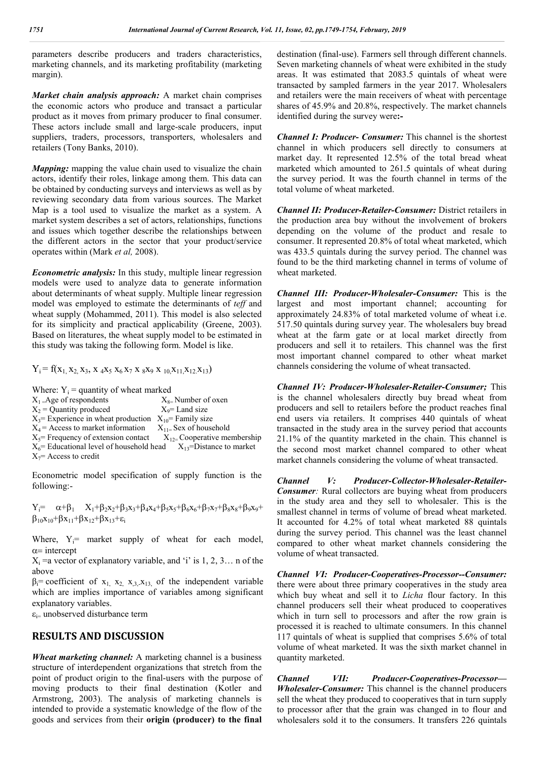parameters describe producers and traders characteristics, marketing channels, and its marketing profitability (marketing margin).

***Market chain analysis approach:*** A market chain comprises the economic actors who produce and transact a particular product as it moves from primary producer to final consumer. These actors include small and large-scale producers, input suppliers, traders, processors, transporters, wholesalers and retailers (Tony Banks, 2010).

***Mapping:*** mapping the value chain used to visualize the chain actors, identify their roles, linkage among them. This data can be obtained by conducting surveys and interviews as well as by reviewing secondary data from various sources. The Market Map is a tool used to visualize the market as a system. A market system describes a set of actors, relationships, functions and issues which together describe the relationships between the different actors in the sector that your product/service operates within (Mark *et al,* 2008).

***Econometric analysis:*** In this study, multiple linear regression models were used to analyze data to generate information about determinants of wheat supply. Multiple linear regression model was employed to estimate the determinants of *teff* and wheat supply (Mohammed, 2011). This model is also selected for its simplicity and practical applicability (Greene, 2003). Based on literatures, the wheat supply model to be estimated in this study was taking the following form. Model is like.

$$Y_i = f(x_1, x_2, x_3, x_4 x_5\ x_6\ x_7\ x_8 x_9\ x_{10}, x_{11}, x_{12}. x_{13})$$

Where: $Y_i$ = quantity of wheat marked

$X_1$ =Age of respondents  
$X_2$ = Quantity produced  
$X_3$= Experience in wheat production  
$X_4$ = Access to market information  
$X_5$= Frequency of extension contact  
$X_6$= Educational level of household head  
$X_7$= Access to credit  
$X_8$= Number of oxen  
$X_9$= Land size  
$X_{10}$= Family size  
$X_{11}$= Sex of household  
$X_{12}$= Cooperative membership  
$X_{13}$=Distance to market

Econometric model specification of supply function is the following:-

$$Y_i = \alpha+\beta_1 X_1+\beta_2 x_2+\beta_3 x_3+\beta_4 x_4+\beta_5 x_5+\beta_6 x_6+\beta_7 x_7+\beta_8 x_8+\beta_9 x_9+\beta_{10} x_{10}+\beta x_{11}+\beta x_{12}+\beta x_{13}+\varepsilon_i$$

Where, $Y_i$= market supply of wheat for each model, $\alpha$= intercept

$X_i$ =a vector of explanatory variable, and 'i' is 1, 2, 3… n of the above

$\beta_i$= coefficient of $x_1, x_2, x_3, x_{13}$, of the independent variable which are implies importance of variables among significant explanatory variables.

$\varepsilon_i$= unobserved disturbance term

## RESULTS AND DISCUSSION

***Wheat marketing channel:*** A marketing channel is a business structure of interdependent organizations that stretch from the point of product origin to the final-users with the purpose of moving products to their final destination (Kotler and Armstrong, 2003). The analysis of marketing channels is intended to provide a systematic knowledge of the flow of the goods and services from their **origin (producer) to the final** destination (final-use). Farmers sell through different channels. Seven marketing channels of wheat were exhibited in the study areas. It was estimated that 2083.5 quintals of wheat were transacted by sampled farmers in the year 2017. Wholesalers and retailers were the main receivers of wheat with percentage shares of 45.9% and 20.8%, respectively. The market channels identified during the survey were**:-**

***Channel I: Producer- Consumer:*** This channel is the shortest channel in which producers sell directly to consumers at market day. It represented 12.5% of the total bread wheat marketed which amounted to 261.5 quintals of wheat during the survey period. It was the fourth channel in terms of the total volume of wheat marketed.

***Channel II: Producer-Retailer-Consumer:*** District retailers in the production area buy without the involvement of brokers depending on the volume of the product and resale to consumer. It represented 20.8% of total wheat marketed, which was 433.5 quintals during the survey period. The channel was found to be the third marketing channel in terms of volume of wheat marketed.

***Channel III: Producer-Wholesaler-Consumer:*** This is the largest and most important channel; accounting for approximately 24.83% of total marketed volume of wheat i.e. 517.50 quintals during survey year. The wholesalers buy bread wheat at the farm gate or at local market directly from producers and sell it to retailers. This channel was the first most important channel compared to other wheat market channels considering the volume of wheat transacted.

***Channel IV: Producer-Wholesaler-Retailer-Consumer;*** This is the channel wholesalers directly buy bread wheat from producers and sell to retailers before the product reaches final end users via retailers. It comprises 440 quintals of wheat transacted in the study area in the survey period that accounts 21.1% of the quantity marketed in the chain. This channel is the second most market channel compared to other wheat market channels considering the volume of wheat transacted.

***Channel V: Producer-Collector-Wholesaler-Retailer-Consumer****:* Rural collectors are buying wheat from producers in the study area and they sell to wholesaler. This is the smallest channel in terms of volume of bread wheat marketed. It accounted for 4.2% of total wheat marketed 88 quintals during the survey period. This channel was the least channel compared to other wheat market channels considering the volume of wheat transacted.

***Channel VI: Producer-Cooperatives-Processor--Consumer:*** there were about three primary cooperatives in the study area which buy wheat and sell it to *Licha* flour factory. In this channel producers sell their wheat produced to cooperatives which in turn sell to processors and after the row grain is processed it is reached to ultimate consumers. In this channel 117 quintals of wheat is supplied that comprises 5.6% of total volume of wheat marketed. It was the sixth market channel in quantity marketed.

***Channel VII: Producer-Cooperatives-Processor—Wholesaler-Consumer:*** This channel is the channel producers sell the wheat they produced to cooperatives that in turn supply to processor after that the grain was changed in to flour and wholesalers sold it to the consumers. It transfers 226 quintals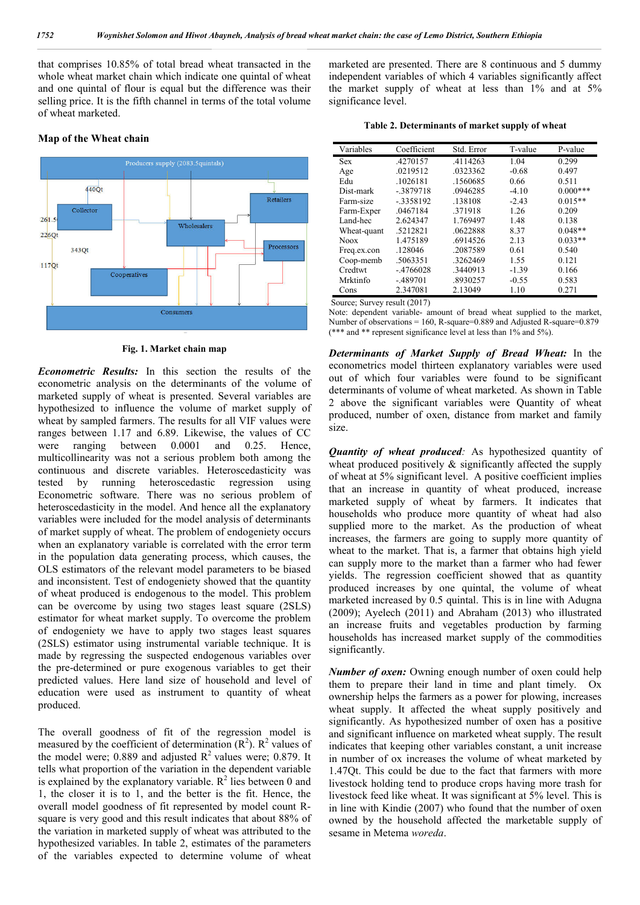that comprises 10.85% of total bread wheat transacted in the whole wheat market chain which indicate one quintal of wheat and one quintal of flour is equal but the difference was their selling price. It is the fifth channel in terms of the total volume of wheat marketed.

### Map of the Wheat chain

Fig. 1. Market chain map

***Econometric Results:*** In this section the results of the econometric analysis on the determinants of the volume of marketed supply of wheat is presented. Several variables are hypothesized to influence the volume of market supply of wheat by sampled farmers. The results for all VIF values were ranges between 1.17 and 6.89. Likewise, the values of CC were ranging between 0.0001 and 0.25. Hence, multicollinearity was not a serious problem both among the continuous and discrete variables. Heteroscedasticity was tested by running heteroscedastic regression using Econometric software. There was no serious problem of heteroscedasticity in the model. And hence all the explanatory variables were included for the model analysis of determinants of market supply of wheat. The problem of endogeniety occurs when an explanatory variable is correlated with the error term in the population data generating process, which causes, the OLS estimators of the relevant model parameters to be biased and inconsistent. Test of endogeniety showed that the quantity of wheat produced is endogenous to the model. This problem can be overcome by using two stages least square (2SLS) estimator for wheat market supply. To overcome the problem of endogeniety we have to apply two stages least squares (2SLS) estimator using instrumental variable technique. It is made by regressing the suspected endogenous variables over the pre-determined or pure exogenous variables to get their predicted values. Here land size of household and level of education were used as instrument to quantity of wheat produced.

The overall goodness of fit of the regression model is measured by the coefficient of determination ($R^2$). $R^2$ values of the model were; 0.889 and adjusted $R^2$ values were; 0.879. It tells what proportion of the variation in the dependent variable is explained by the explanatory variable. $R^2$ lies between 0 and 1, the closer it is to 1, and the better is the fit. Hence, the overall model goodness of fit represented by model count R-square is very good and this result indicates that about 88% of the variation in marketed supply of wheat was attributed to the hypothesized variables. In table 2, estimates of the parameters of the variables expected to determine volume of wheat marketed are presented. There are 8 continuous and 5 dummy independent variables of which 4 variables significantly affect the market supply of wheat at less than 1% and at 5% significance level.

**Table 2. Determinants of market supply of wheat**

| Variables | Coefficient | Std. Error | T-value | P-value |
|---|---|---|---|---|
| Sex | .4270157 | .4114263 | 1.04 | 0.299 |
| Age | .0219512 | .0323362 | -0.68 | 0.497 |
| Edu | .1026181 | .1560685 | 0.66 | 0.511 |
| Dist-mark | -.3879718 | .0946285 | -4.10 | 0.000*** |
| Farm-size | -.3358192 | .138108 | -2.43 | 0.015** |
| Farm-Exper | .0467184 | .371918 | 1.26 | 0.209 |
| Land-hec | 2.624347 | 1.769497 | 1.48 | 0.138 |
| Wheat-quant | .5212821 | .0622888 | 8.37 | 0.048** |
| Noox | 1.475189 | .6914526 | 2.13 | 0.033** |
| Freq.ex.con | .128046 | .2087589 | 0.61 | 0.540 |
| Coop-memb | .5063351 | .3262469 | 1.55 | 0.121 |
| Credtwt | -.4766028 | .3440913 | -1.39 | 0.166 |
| Mrktinfo | -.489701 | .8930257 | -0.55 | 0.583 |
| Cons | 2.347081 | 2.13049 | 1.10 | 0.271 |

Source; Survey result (2017)

Note: dependent variable- amount of bread wheat supplied to the market, Number of observations = 160, R-square=0.889 and Adjusted R-square=0.879 (*** and ** represent significance level at less than 1% and 5%).

***Determinants of Market Supply of Bread Wheat:*** In the econometrics model thirteen explanatory variables were used out of which four variables were found to be significant determinants of volume of wheat marketed. As shown in Table 2 above the significant variables were Quantity of wheat produced, number of oxen, distance from market and family size.

***Quantity of wheat produced:*** As hypothesized quantity of wheat produced positively & significantly affected the supply of wheat at 5% significant level. A positive coefficient implies that an increase in quantity of wheat produced, increase marketed supply of wheat by farmers. It indicates that households who produce more quantity of wheat had also supplied more to the market. As the production of wheat increases, the farmers are going to supply more quantity of wheat to the market. That is, a farmer that obtains high yield can supply more to the market than a farmer who had fewer yields. The regression coefficient showed that as quantity produced increases by one quintal, the volume of wheat marketed increased by 0.5 quintal. This is in line with Adugna (2009); Ayelech (2011) and Abraham (2013) who illustrated an increase fruits and vegetables production by farming households has increased market supply of the commodities significantly.

***Number of oxen:*** Owning enough number of oxen could help them to prepare their land in time and plant timely. Ox ownership helps the farmers as a power for plowing, increases wheat supply. It affected the wheat supply positively and significantly. As hypothesized number of oxen has a positive and significant influence on marketed wheat supply. The result indicates that keeping other variables constant, a unit increase in number of ox increases the volume of wheat marketed by 1.47Qt. This could be due to the fact that farmers with more livestock holding tend to produce crops having more trash for livestock feed like wheat. It was significant at 5% level. This is in line with Kindie (2007) who found that the number of oxen owned by the household affected the marketable supply of sesame in Metema *woreda*.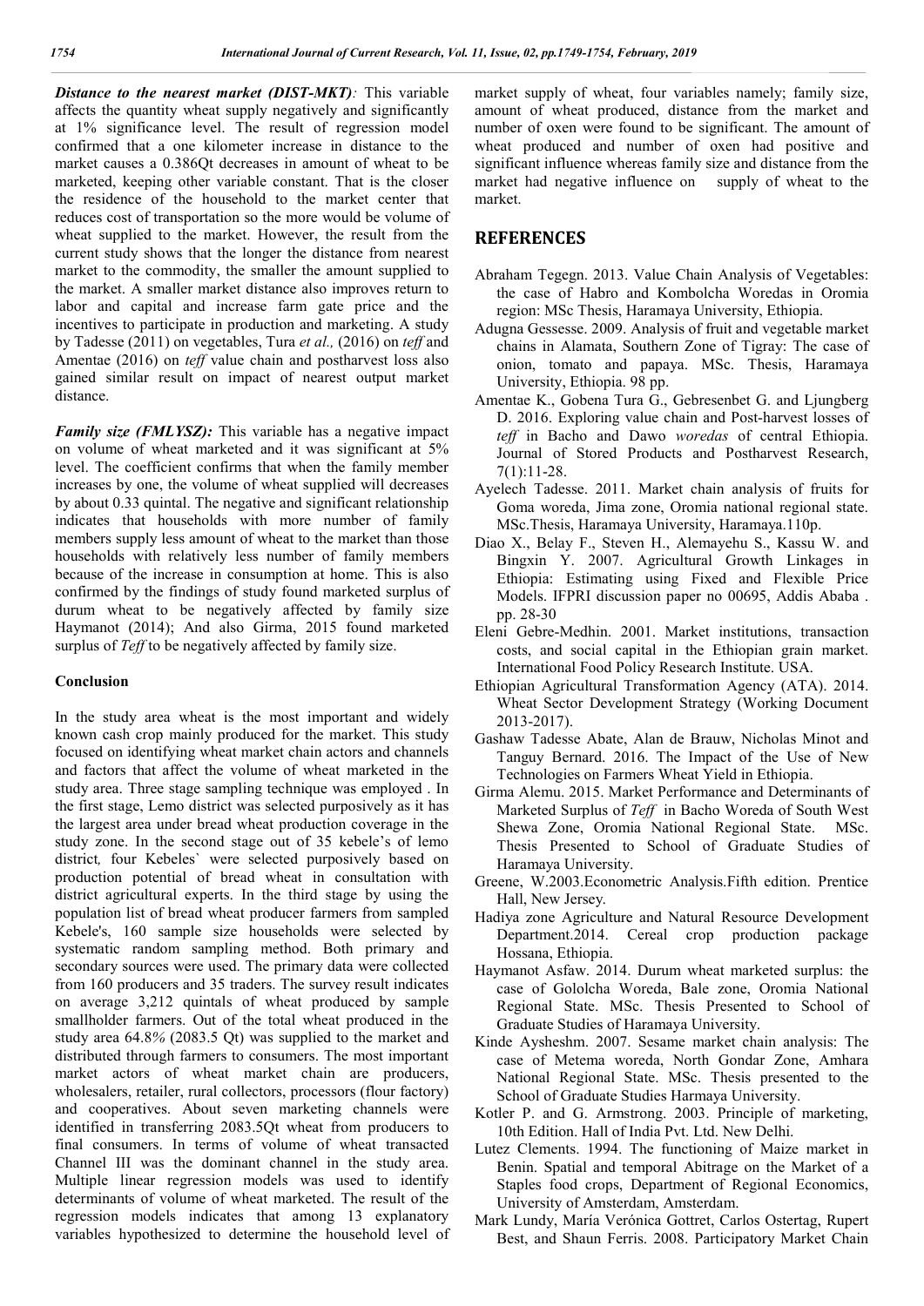***Distance to the nearest market (DIST-MKT)**:* This variable affects the quantity wheat supply negatively and significantly at 1% significance level. The result of regression model confirmed that a one kilometer increase in distance to the market causes a 0.386Qt decreases in amount of wheat to be marketed, keeping other variable constant. That is the closer the residence of the household to the market center that reduces cost of transportation so the more would be volume of wheat supplied to the market. However, the result from the current study shows that the longer the distance from nearest market to the commodity, the smaller the amount supplied to the market. A smaller market distance also improves return to labor and capital and increase farm gate price and the incentives to participate in production and marketing. A study by Tadesse (2011) on vegetables, Tura *et al.,* (2016) on *teff* and Amentae (2016) on *teff* value chain and postharvest loss also gained similar result on impact of nearest output market distance.

***Family size (FMLYSZ):*** This variable has a negative impact on volume of wheat marketed and it was significant at 5% level. The coefficient confirms that when the family member increases by one, the volume of wheat supplied will decreases by about 0.33 quintal. The negative and significant relationship indicates that households with more number of family members supply less amount of wheat to the market than those households with relatively less number of family members because of the increase in consumption at home. This is also confirmed by the findings of study found marketed surplus of durum wheat to be negatively affected by family size Haymanot (2014); And also Girma, 2015 found marketed surplus of *Teff* to be negatively affected by family size.

**Conclusion**

In the study area wheat is the most important and widely known cash crop mainly produced for the market. This study focused on identifying wheat market chain actors and channels and factors that affect the volume of wheat marketed in the study area. Three stage sampling technique was employed . In the first stage, Lemo district was selected purposively as it has the largest area under bread wheat production coverage in the study zone. In the second stage out of 35 kebele's of lemo district*,* four Kebeles` were selected purposively based on production potential of bread wheat in consultation with district agricultural experts. In the third stage by using the population list of bread wheat producer farmers from sampled Kebele's, 160 sample size households were selected by systematic random sampling method. Both primary and secondary sources were used. The primary data were collected from 160 producers and 35 traders. The survey result indicates on average 3,212 quintals of wheat produced by sample smallholder farmers. Out of the total wheat produced in the study area 64.8*%* (2083.5 Qt) was supplied to the market and distributed through farmers to consumers. The most important market actors of wheat market chain are producers, wholesalers, retailer, rural collectors, processors (flour factory) and cooperatives. About seven marketing channels were identified in transferring 2083.5Qt wheat from producers to final consumers. In terms of volume of wheat transacted Channel III was the dominant channel in the study area. Multiple linear regression models was used to identify determinants of volume of wheat marketed. The result of the regression models indicates that among 13 explanatory variables hypothesized to determine the household level of market supply of wheat, four variables namely; family size, amount of wheat produced, distance from the market and number of oxen were found to be significant. The amount of wheat produced and number of oxen had positive and significant influence whereas family size and distance from the market had negative influence on supply of wheat to the market.

## REFERENCES

Abraham Tegegn. 2013. Value Chain Analysis of Vegetables: the case of Habro and Kombolcha Woredas in Oromia region: MSc Thesis, Haramaya University, Ethiopia.

Adugna Gessesse. 2009. Analysis of fruit and vegetable market chains in Alamata, Southern Zone of Tigray: The case of onion, tomato and papaya. MSc. Thesis, Haramaya University, Ethiopia. 98 pp.

Amentae K., Gobena Tura G., Gebresenbet G. and Ljungberg D. 2016. Exploring value chain and Post-harvest losses of *teff* in Bacho and Dawo *woredas* of central Ethiopia. Journal of Stored Products and Postharvest Research, 7(1):11-28.

Ayelech Tadesse. 2011. Market chain analysis of fruits for Goma woreda, Jima zone, Oromia national regional state. MSc.Thesis, Haramaya University, Haramaya.110p.

Diao X., Belay F., Steven H., Alemayehu S., Kassu W. and Bingxin Y. 2007. Agricultural Growth Linkages in Ethiopia: Estimating using Fixed and Flexible Price Models. IFPRI discussion paper no 00695, Addis Ababa . pp. 28-30

Eleni Gebre-Medhin. 2001. Market institutions, transaction costs, and social capital in the Ethiopian grain market. International Food Policy Research Institute. USA.

Ethiopian Agricultural Transformation Agency (ATA). 2014. Wheat Sector Development Strategy (Working Document 2013-2017).

Gashaw Tadesse Abate, Alan de Brauw, Nicholas Minot and Tanguy Bernard. 2016. The Impact of the Use of New Technologies on Farmers Wheat Yield in Ethiopia.

Girma Alemu. 2015. Market Performance and Determinants of Marketed Surplus of *Teff* in Bacho Woreda of South West Shewa Zone, Oromia National Regional State. MSc. Thesis Presented to School of Graduate Studies of Haramaya University.

Greene, W.2003.Econometric Analysis.Fifth edition. Prentice Hall, New Jersey.

Hadiya zone Agriculture and Natural Resource Development Department.2014. Cereal crop production package Hossana, Ethiopia.

Haymanot Asfaw. 2014. Durum wheat marketed surplus: the case of Gololcha Woreda, Bale zone, Oromia National Regional State. MSc. Thesis Presented to School of Graduate Studies of Haramaya University.

Kinde Aysheshm. 2007. Sesame market chain analysis: The case of Metema woreda, North Gondar Zone, Amhara National Regional State. MSc. Thesis presented to the School of Graduate Studies Harmaya University.

Kotler P. and G. Armstrong. 2003. Principle of marketing, 10th Edition. Hall of India Pvt. Ltd. New Delhi.

Lutez Clements. 1994. The functioning of Maize market in Benin. Spatial and temporal Abitrage on the Market of a Staples food crops, Department of Regional Economics, University of Amsterdam, Amsterdam.

Mark Lundy, María Verónica Gottret, Carlos Ostertag, Rupert Best, and Shaun Ferris. 2008. Participatory Market Chain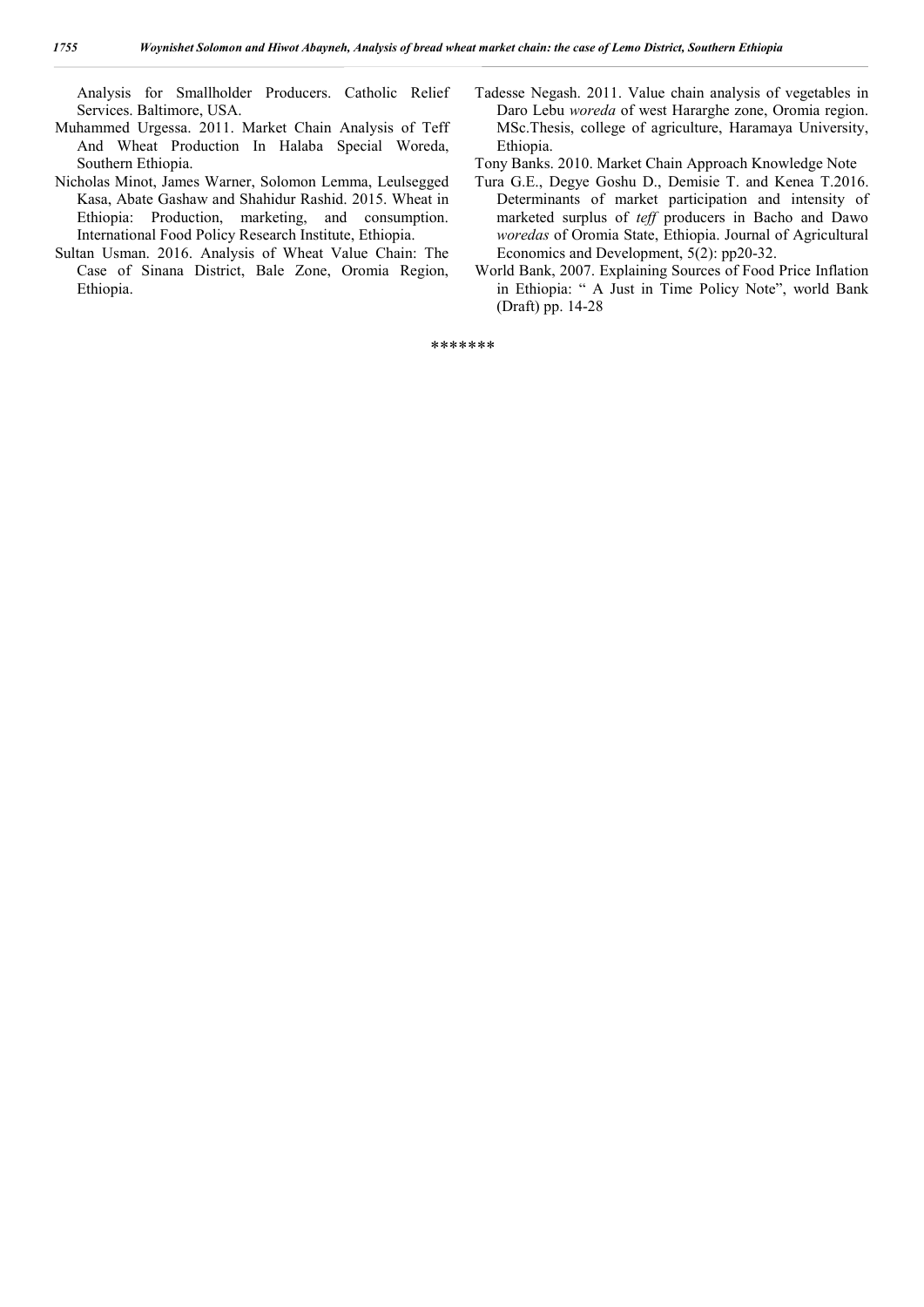Analysis for Smallholder Producers. Catholic Relief Services. Baltimore, USA.

Muhammed Urgessa. 2011. Market Chain Analysis of Teff And Wheat Production In Halaba Special Woreda, Southern Ethiopia.

Nicholas Minot, James Warner, Solomon Lemma, Leulsegged Kasa, Abate Gashaw and Shahidur Rashid. 2015. Wheat in Ethiopia: Production, marketing, and consumption. International Food Policy Research Institute, Ethiopia.

Sultan Usman. 2016. Analysis of Wheat Value Chain: The Case of Sinana District, Bale Zone, Oromia Region, Ethiopia.

Tadesse Negash. 2011. Value chain analysis of vegetables in Daro Lebu *woreda* of west Hararghe zone, Oromia region. MSc.Thesis, college of agriculture, Haramaya University, Ethiopia.

Tony Banks. 2010. Market Chain Approach Knowledge Note

Tura G.E., Degye Goshu D., Demisie T. and Kenea T.2016. Determinants of market participation and intensity of marketed surplus of *teff* producers in Bacho and Dawo *woredas* of Oromia State, Ethiopia. Journal of Agricultural Economics and Development, 5(2): pp20-32.

World Bank, 2007. Explaining Sources of Food Price Inflation in Ethiopia: " A Just in Time Policy Note", world Bank (Draft) pp. 14-28

*******